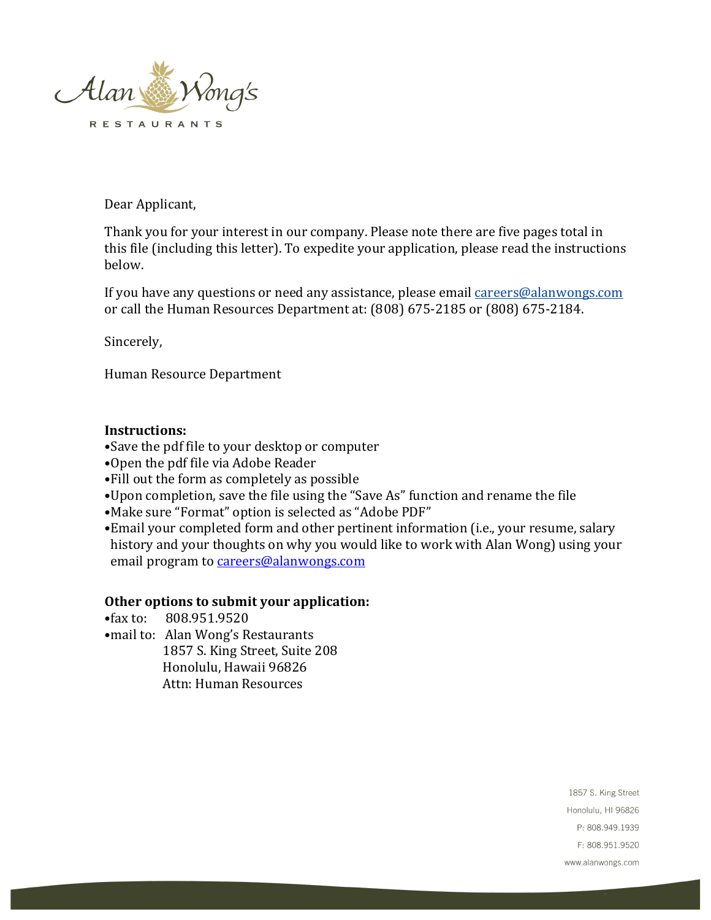Alan Wong's

RESTAURANTS

Dear Applicant,

Thank you for your interest in our company. Please note there are five pages total in this file (including this letter). To expedite your application, please read the instructions below.

If you have any questions or need any assistance, please email careers@alanwongs.com or call the Human Resources Department at: (808) 675-2185 or (808) 675-2184.

Sincerely,

Human Resource Department

**Instructions:**

- Save the pdf file to your desktop or computer
- Open the pdf file via Adobe Reader
- Fill out the form as completely as possible
- Upon completion, save the file using the "Save As" function and rename the file
- Make sure "Format" option is selected as "Adobe PDF"
- Email your completed form and other pertinent information (i.e., your resume, salary history and your thoughts on why you would like to work with Alan Wong) using your email program to careers@alanwongs.com

**Other options to submit your application:**

- fax to: 808.951.9520
- mail to: Alan Wong's Restaurants
  1857 S. King Street, Suite 208
  Honolulu, Hawaii 96826
  Attn: Human Resources

1857 S. King Street
Honolulu, HI 96826
P: 808.949.1939
F: 808.951.9520
www.alanwongs.com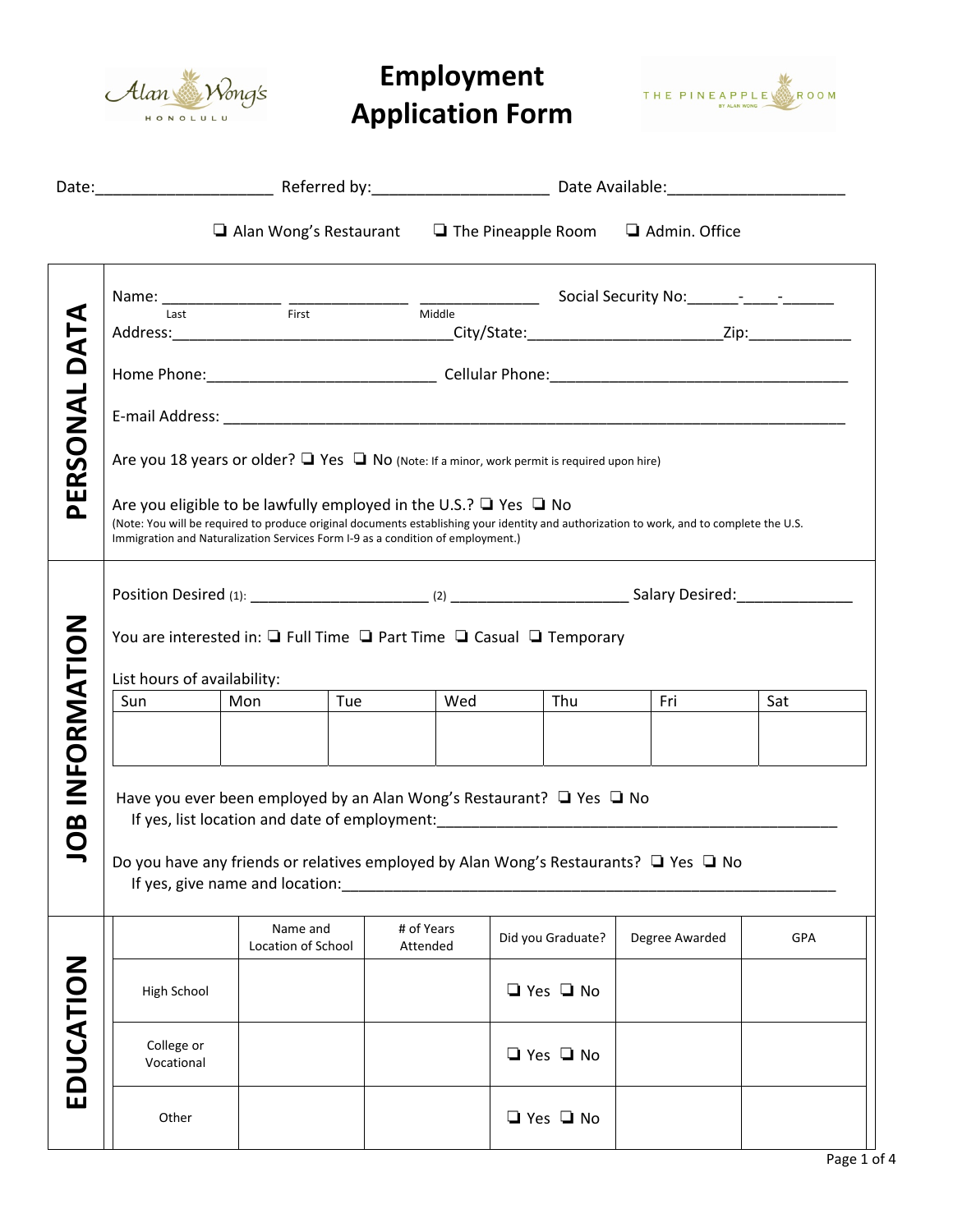# Employment Application Form

Date:____________________ Referred by:____________________ Date Available:____________________

❏ Alan Wong's Restaurant ❏ The Pineapple Room ❏ Admin. Office

## PERSONAL DATA

Name: ______________ ______________ ______________ Social Security No:______-____-______

Last First Middle

Address:________________________________City/State:______________________Zip:___________

Home Phone:__________________________ Cellular Phone:__________________________________

E-mail Address: ______________________________________________________________________

Are you 18 years or older? ❏ Yes ❏ No (Note: If a minor, work permit is required upon hire)

Are you eligible to be lawfully employed in the U.S.? ❏ Yes ❏ No

(Note: You will be required to produce original documents establishing your identity and authorization to work, and to complete the U.S. Immigration and Naturalization Services Form I-9 as a condition of employment.)

## JOB INFORMATION

Position Desired (1): ____________________ (2) ____________________ Salary Desired:_____________

You are interested in: ❏ Full Time ❏ Part Time ❏ Casual ❏ Temporary

List hours of availability:

| Sun | Mon | Tue | Wed | Thu | Fri | Sat |
|---|---|---|---|---|---|---|
| | | | | | | |

Have you ever been employed by an Alan Wong's Restaurant? ❏ Yes ❏ No

If yes, list location and date of employment:_____________________________________________

Do you have any friends or relatives employed by Alan Wong's Restaurants? ❏ Yes ❏ No

If yes, give name and location:_________________________________________________________

## EDUCATION

| | Name and Location of School | # of Years Attended | Did you Graduate? | Degree Awarded | GPA |
|---|---|---|---|---|---|
| High School | | | ❏ Yes ❏ No | | |
| College or Vocational | | | ❏ Yes ❏ No | | |
| Other | | | ❏ Yes ❏ No | | |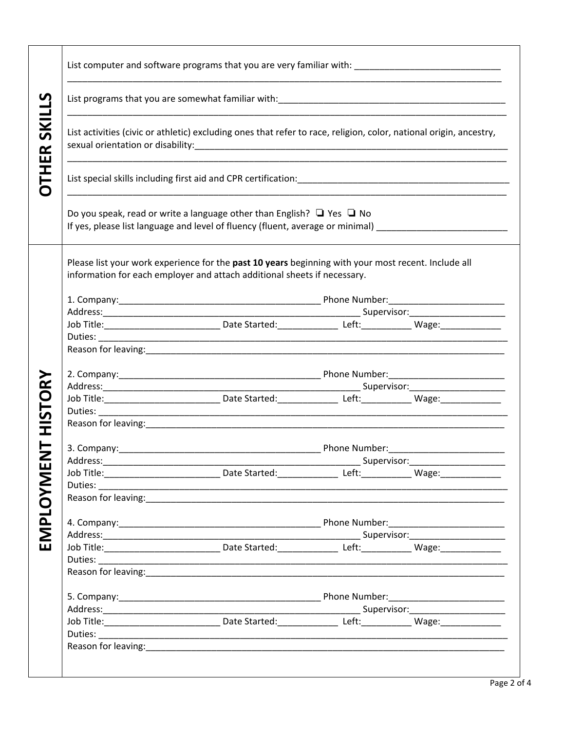## OTHER SKILLS

List computer and software programs that you are very familiar with: ______________________________
_____________________________________________________________________________________________

List programs that you are somewhat familiar with:_______________________________________________
_____________________________________________________________________________________________

List activities (civic or athletic) excluding ones that refer to race, religion, color, national origin, ancestry, sexual orientation or disability:______________________________________________________________
_____________________________________________________________________________________________

List special skills including first aid and CPR certification:_____________________________________________
_____________________________________________________________________________________________

Do you speak, read or write a language other than English? ❑ Yes ❑ No
If yes, please list language and level of fluency (fluent, average or minimal) ___________________________

## EMPLOYMENT HISTORY

Please list your work experience for the **past 10 years** beginning with your most recent. Include all information for each employer and attach additional sheets if necessary.

1. Company:__________________________________________ Phone Number:________________________
Address:____________________________________________________ Supervisor:____________________
Job Title:________________________ Date Started:____________ Left:__________ Wage:_____________
Duties: _______________________________________________________________________________________
Reason for leaving:_____________________________________________________________________________

2. Company:__________________________________________ Phone Number:________________________
Address:____________________________________________________ Supervisor:____________________
Job Title:________________________ Date Started:____________ Left:__________ Wage:_____________
Duties: _______________________________________________________________________________________
Reason for leaving:_____________________________________________________________________________

3. Company:__________________________________________ Phone Number:________________________
Address:____________________________________________________ Supervisor:____________________
Job Title:________________________ Date Started:____________ Left:__________ Wage:_____________
Duties: _______________________________________________________________________________________
Reason for leaving:_____________________________________________________________________________

4. Company:__________________________________________ Phone Number:________________________
Address:____________________________________________________ Supervisor:____________________
Job Title:________________________ Date Started:____________ Left:__________ Wage:_____________
Duties: _______________________________________________________________________________________
Reason for leaving:_____________________________________________________________________________

5. Company:__________________________________________ Phone Number:________________________
Address:____________________________________________________ Supervisor:____________________
Job Title:________________________ Date Started:____________ Left:__________ Wage:_____________
Duties: _______________________________________________________________________________________
Reason for leaving:_____________________________________________________________________________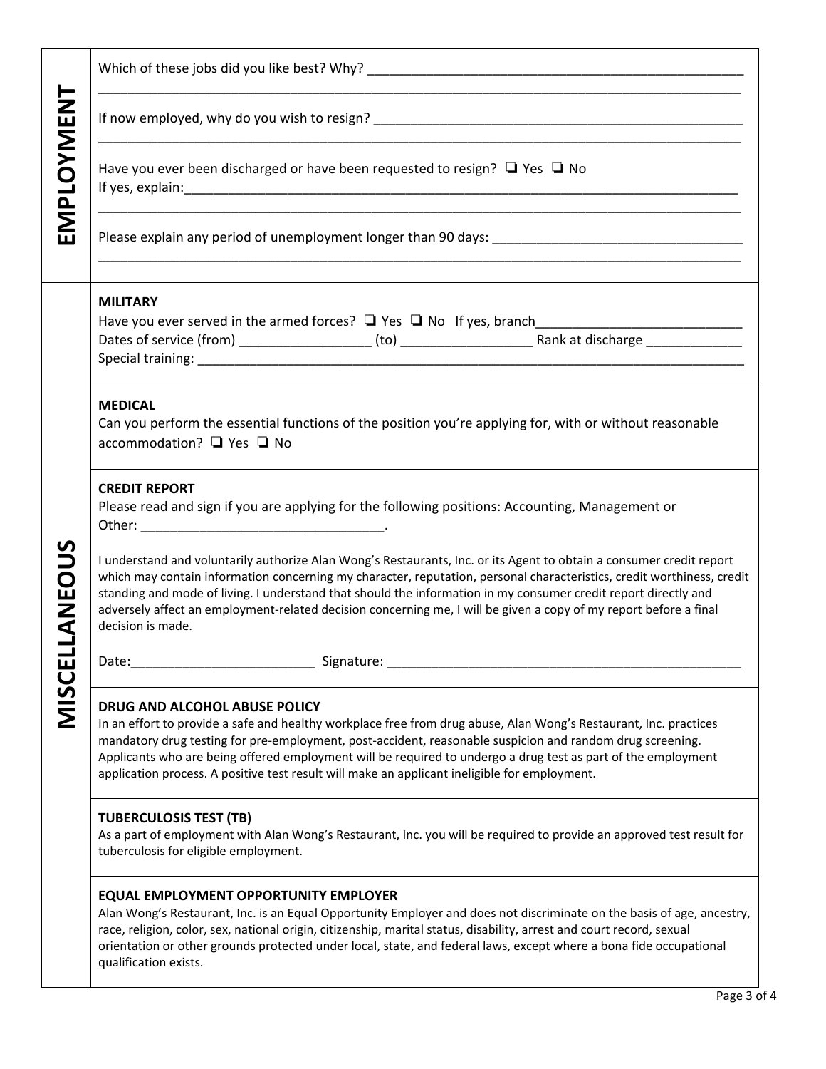## EMPLOYMENT

Which of these jobs did you like best? Why? ______________________________________________________

_____________________________________________________________________________________________

If now employed, why do you wish to resign? _____________________________________________________

_____________________________________________________________________________________________

Have you ever been discharged or have been requested to resign? ❑ Yes ❑ No

If yes, explain:_____________________________________________________________________________

_____________________________________________________________________________________________

Please explain any period of unemployment longer than 90 days: __________________________________

_____________________________________________________________________________________________

## MISCELLANEOUS

### MILITARY

Have you ever served in the armed forces? ❑ Yes ❑ No If yes, branch___________________________

Dates of service (from) _________________ (to) _________________ Rank at discharge _____________

Special training: ____________________________________________________________________________

### MEDICAL

Can you perform the essential functions of the position you're applying for, with or without reasonable accommodation? ❑ Yes ❑ No

### CREDIT REPORT

Please read and sign if you are applying for the following positions: Accounting, Management or Other: _________________________________.

I understand and voluntarily authorize Alan Wong's Restaurants, Inc. or its Agent to obtain a consumer credit report which may contain information concerning my character, reputation, personal characteristics, credit worthiness, credit standing and mode of living. I understand that should the information in my consumer credit report directly and adversely affect an employment-related decision concerning me, I will be given a copy of my report before a final decision is made.

Date:_________________________ Signature: ________________________________________________

### DRUG AND ALCOHOL ABUSE POLICY

In an effort to provide a safe and healthy workplace free from drug abuse, Alan Wong's Restaurant, Inc. practices mandatory drug testing for pre-employment, post-accident, reasonable suspicion and random drug screening. Applicants who are being offered employment will be required to undergo a drug test as part of the employment application process. A positive test result will make an applicant ineligible for employment.

### TUBERCULOSIS TEST (TB)

As a part of employment with Alan Wong's Restaurant, Inc. you will be required to provide an approved test result for tuberculosis for eligible employment.

### EQUAL EMPLOYMENT OPPORTUNITY EMPLOYER

Alan Wong's Restaurant, Inc. is an Equal Opportunity Employer and does not discriminate on the basis of age, ancestry, race, religion, color, sex, national origin, citizenship, marital status, disability, arrest and court record, sexual orientation or other grounds protected under local, state, and federal laws, except where a bona fide occupational qualification exists.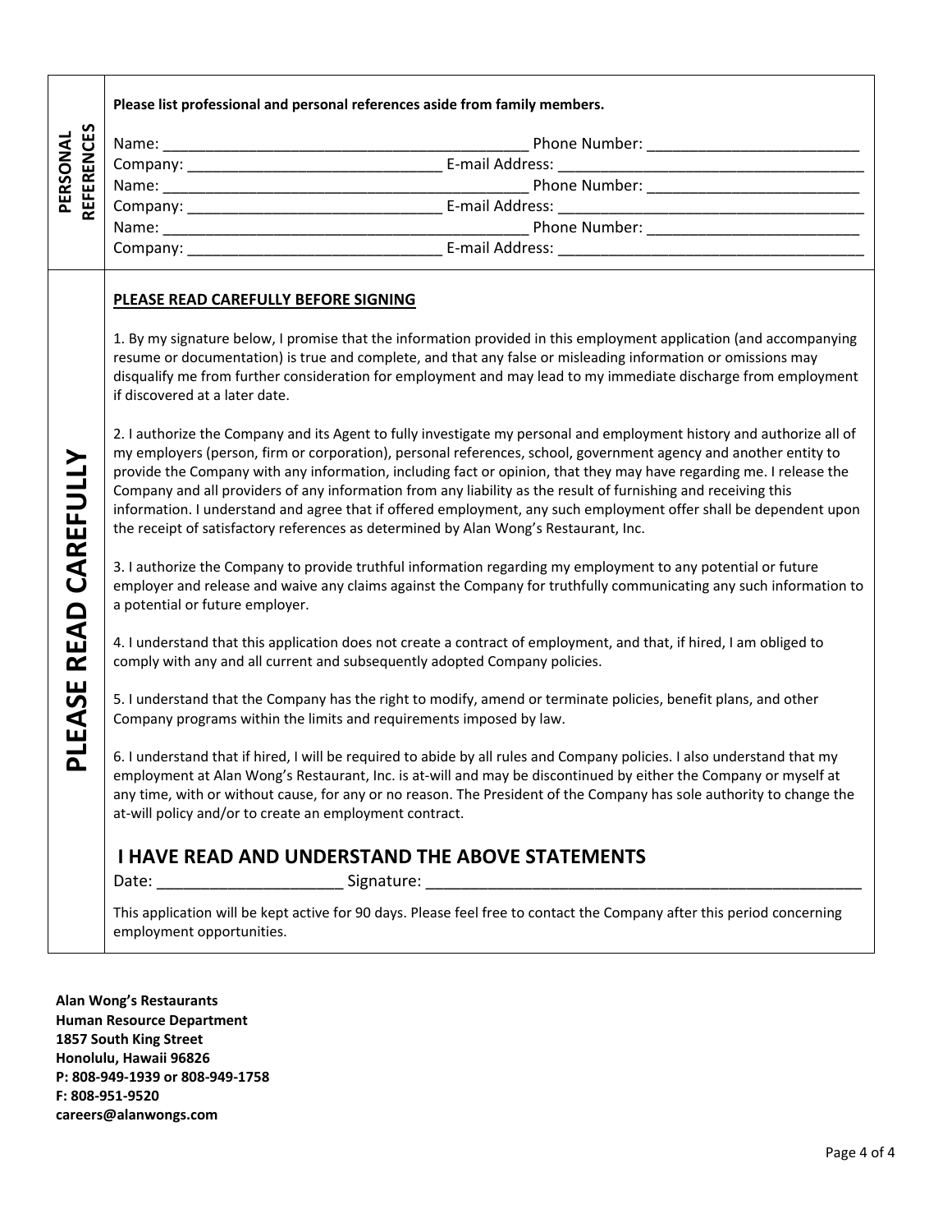## PERSONAL REFERENCES

**Please list professional and personal references aside from family members.**

Name: _____________________________________________ Phone Number: _________________________
Company: ______________________________ E-mail Address: ____________________________________
Name: _____________________________________________ Phone Number: _________________________
Company: ______________________________ E-mail Address: ____________________________________
Name: _____________________________________________ Phone Number: _________________________
Company: ______________________________ E-mail Address: ____________________________________

## PLEASE READ CAREFULLY

**PLEASE READ CAREFULLY BEFORE SIGNING**

1. By my signature below, I promise that the information provided in this employment application (and accompanying resume or documentation) is true and complete, and that any false or misleading information or omissions may disqualify me from further consideration for employment and may lead to my immediate discharge from employment if discovered at a later date.

2. I authorize the Company and its Agent to fully investigate my personal and employment history and authorize all of my employers (person, firm or corporation), personal references, school, government agency and another entity to provide the Company with any information, including fact or opinion, that they may have regarding me. I release the Company and all providers of any information from any liability as the result of furnishing and receiving this information. I understand and agree that if offered employment, any such employment offer shall be dependent upon the receipt of satisfactory references as determined by Alan Wong's Restaurant, Inc.

3. I authorize the Company to provide truthful information regarding my employment to any potential or future employer and release and waive any claims against the Company for truthfully communicating any such information to a potential or future employer.

4. I understand that this application does not create a contract of employment, and that, if hired, I am obliged to comply with any and all current and subsequently adopted Company policies.

5. I understand that the Company has the right to modify, amend or terminate policies, benefit plans, and other Company programs within the limits and requirements imposed by law.

6. I understand that if hired, I will be required to abide by all rules and Company policies. I also understand that my employment at Alan Wong's Restaurant, Inc. is at-will and may be discontinued by either the Company or myself at any time, with or without cause, for any or no reason. The President of the Company has sole authority to change the at-will policy and/or to create an employment contract.

### I HAVE READ AND UNDERSTAND THE ABOVE STATEMENTS

Date: _____________________ Signature: ____________________________________________________

This application will be kept active for 90 days. Please feel free to contact the Company after this period concerning employment opportunities.

**Alan Wong's Restaurants**
**Human Resource Department**
**1857 South King Street**
**Honolulu, Hawaii 96826**
**P: 808-949-1939 or 808-949-1758**
**F: 808-951-9520**
**careers@alanwongs.com**